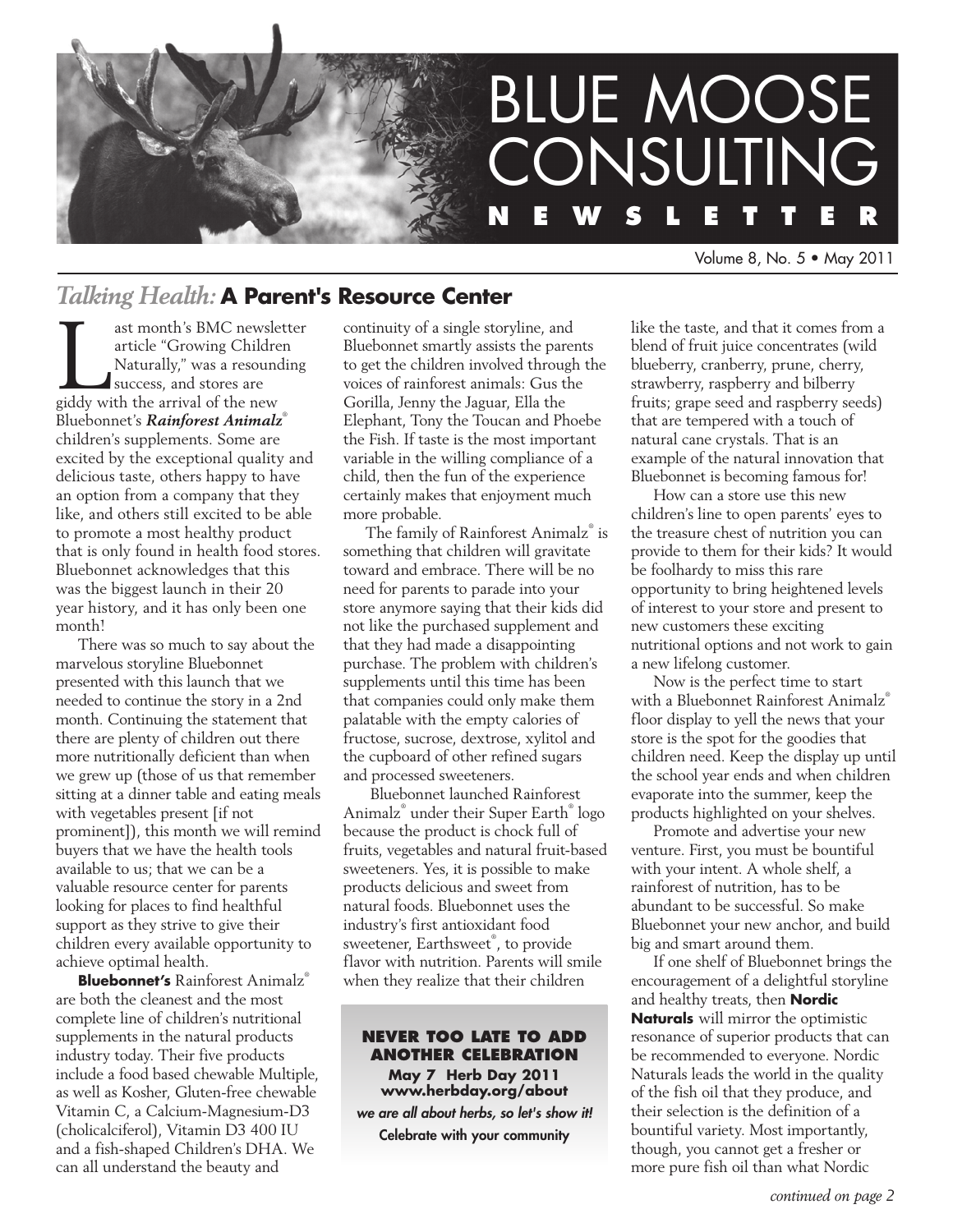# BLUE MOOSE CONSULTING NEWSLETTER

Volume 8, No. 5 • May 2011

## *Talking Health:* A Parent's Resource Center

Last month's BMC newsletter article "Growing Children Naturally," was a resounding success, and stores are giddy with the arrival of the new Bluebonnet's ***Rainforest Animalz***® children's supplements. Some are excited by the exceptional quality and delicious taste, others happy to have an option from a company that they like, and others still excited to be able to promote a most healthy product that is only found in health food stores. Bluebonnet acknowledges that this was the biggest launch in their 20 year history, and it has only been one month!

There was so much to say about the marvelous storyline Bluebonnet presented with this launch that we needed to continue the story in a 2nd month. Continuing the statement that there are plenty of children out there more nutritionally deficient than when we grew up (those of us that remember sitting at a dinner table and eating meals with vegetables present [if not prominent]), this month we will remind buyers that we have the health tools available to us; that we can be a valuable resource center for parents looking for places to find healthful support as they strive to give their children every available opportunity to achieve optimal health.

**Bluebonnet's** Rainforest Animalz® are both the cleanest and the most complete line of children's nutritional supplements in the natural products industry today. Their five products include a food based chewable Multiple, as well as Kosher, Gluten-free chewable Vitamin C, a Calcium-Magnesium-D3 (cholicalciferol), Vitamin D3 400 IU and a fish-shaped Children's DHA. We can all understand the beauty and continuity of a single storyline, and Bluebonnet smartly assists the parents to get the children involved through the voices of rainforest animals: Gus the Gorilla, Jenny the Jaguar, Ella the Elephant, Tony the Toucan and Phoebe the Fish. If taste is the most important variable in the willing compliance of a child, then the fun of the experience certainly makes that enjoyment much more probable.

The family of Rainforest Animalz® is something that children will gravitate toward and embrace. There will be no need for parents to parade into your store anymore saying that their kids did not like the purchased supplement and that they had made a disappointing purchase. The problem with children's supplements until this time has been that companies could only make them palatable with the empty calories of fructose, sucrose, dextrose, xylitol and the cupboard of other refined sugars and processed sweeteners.

Bluebonnet launched Rainforest Animalz® under their Super Earth® logo because the product is chock full of fruits, vegetables and natural fruit-based sweeteners. Yes, it is possible to make products delicious and sweet from natural foods. Bluebonnet uses the industry's first antioxidant food sweetener, Earthsweet®, to provide flavor with nutrition. Parents will smile when they realize that their children like the taste, and that it comes from a blend of fruit juice concentrates (wild blueberry, cranberry, prune, cherry, strawberry, raspberry and bilberry fruits; grape seed and raspberry seeds) that are tempered with a touch of natural cane crystals. That is an example of the natural innovation that Bluebonnet is becoming famous for!

How can a store use this new children's line to open parents' eyes to the treasure chest of nutrition you can provide to them for their kids? It would be foolhardy to miss this rare opportunity to bring heightened levels of interest to your store and present to new customers these exciting nutritional options and not work to gain a new lifelong customer.

Now is the perfect time to start with a Bluebonnet Rainforest Animalz® floor display to yell the news that your store is the spot for the goodies that children need. Keep the display up until the school year ends and when children evaporate into the summer, keep the products highlighted on your shelves.

Promote and advertise your new venture. First, you must be bountiful with your intent. A whole shelf, a rainforest of nutrition, has to be abundant to be successful. So make Bluebonnet your new anchor, and build big and smart around them.

If one shelf of Bluebonnet brings the encouragement of a delightful storyline and healthy treats, then **Nordic Naturals** will mirror the optimistic resonance of superior products that can be recommended to everyone. Nordic Naturals leads the world in the quality of the fish oil that they produce, and their selection is the definition of a bountiful variety. Most importantly, though, you cannot get a fresher or more pure fish oil than what Nordic

*continued on page 2*

**NEVER TOO LATE TO ADD ANOTHER CELEBRATION**

**May 7 Herb Day 2011**
**www.herbday.org/about**

***we are all about herbs, so let's show it!***

**Celebrate with your community**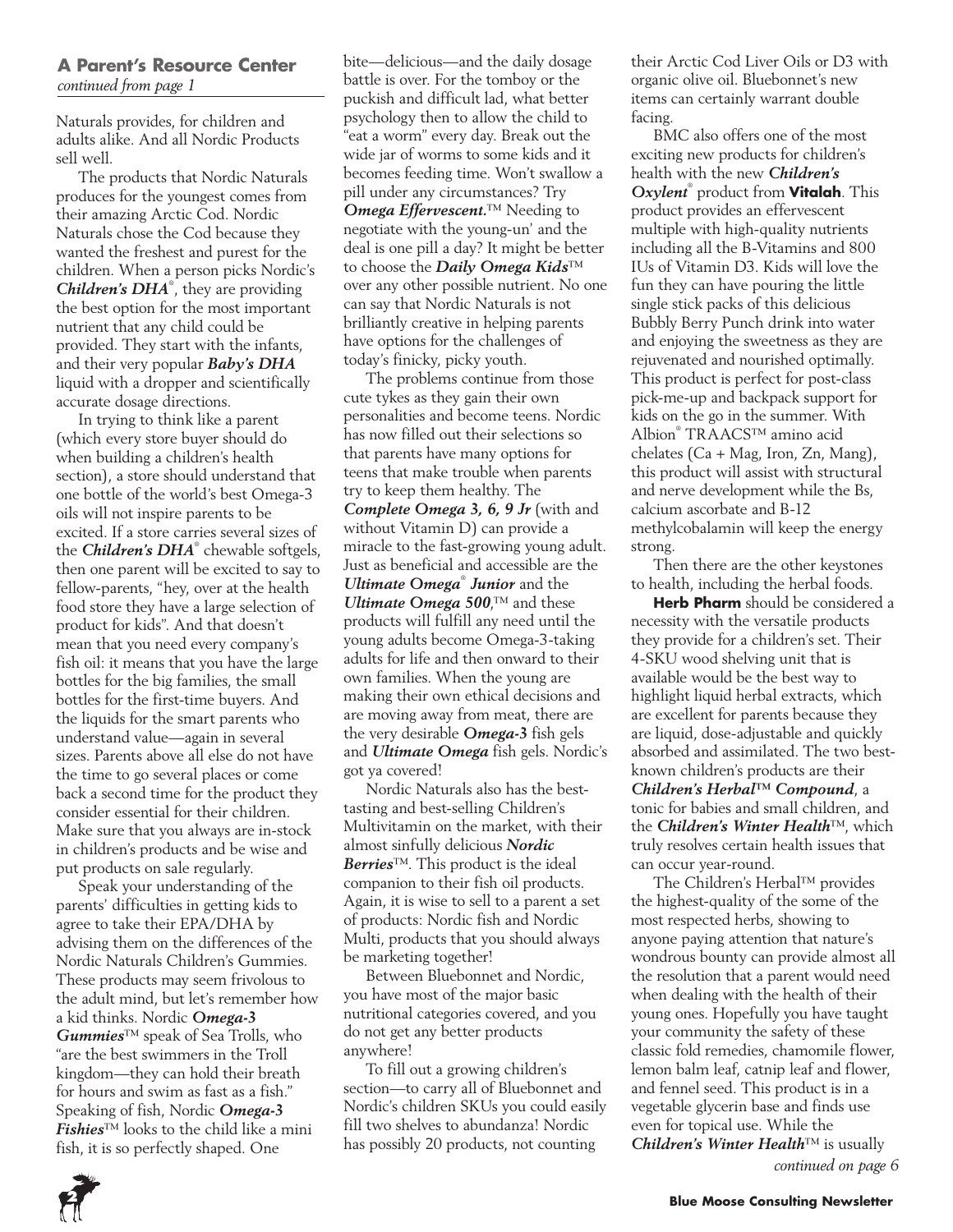### A Parent's Resource Center

*continued from page 1*

Naturals provides, for children and adults alike. And all Nordic Products sell well.

The products that Nordic Naturals produces for the youngest comes from their amazing Arctic Cod. Nordic Naturals chose the Cod because they wanted the freshest and purest for the children. When a person picks Nordic's ***Children's DHA***®, they are providing the best option for the most important nutrient that any child could be provided. They start with the infants, and their very popular ***Baby's DHA*** liquid with a dropper and scientifically accurate dosage directions.

In trying to think like a parent (which every store buyer should do when building a children's health section), a store should understand that one bottle of the world's best Omega-3 oils will not inspire parents to be excited. If a store carries several sizes of the ***Children's DHA***® chewable softgels, then one parent will be excited to say to fellow-parents, "hey, over at the health food store they have a large selection of product for kids". And that doesn't mean that you need every company's fish oil: it means that you have the large bottles for the big families, the small bottles for the first-time buyers. And the liquids for the smart parents who understand value—again in several sizes. Parents above all else do not have the time to go several places or come back a second time for the product they consider essential for their children. Make sure that you always are in-stock in children's products and be wise and put products on sale regularly.

Speak your understanding of the parents' difficulties in getting kids to agree to take their EPA/DHA by advising them on the differences of the Nordic Naturals Children's Gummies. These products may seem frivolous to the adult mind, but let's remember how a kid thinks. Nordic ***Omega-3 Gummies***™ speak of Sea Trolls, who "are the best swimmers in the Troll kingdom—they can hold their breath for hours and swim as fast as a fish." Speaking of fish, Nordic ***Omega-3 Fishies***™ looks to the child like a mini fish, it is so perfectly shaped. One bite—delicious—and the daily dosage battle is over. For the tomboy or the puckish and difficult lad, what better psychology then to allow the child to "eat a worm" every day. Break out the wide jar of worms to some kids and it becomes feeding time. Won't swallow a pill under any circumstances? Try ***Omega Effervescent.***™ Needing to negotiate with the young-un' and the deal is one pill a day? It might be better to choose the ***Daily Omega Kids***™ over any other possible nutrient. No one can say that Nordic Naturals is not brilliantly creative in helping parents have options for the challenges of today's finicky, picky youth.

The problems continue from those cute tykes as they gain their own personalities and become teens. Nordic has now filled out their selections so that parents have many options for teens that make trouble when parents try to keep them healthy. The ***Complete Omega 3, 6, 9 Jr*** (with and without Vitamin D) can provide a miracle to the fast-growing young adult. Just as beneficial and accessible are the ***Ultimate Omega***® ***Junior*** and the ***Ultimate Omega 500***,™ and these products will fulfill any need until the young adults become Omega-3-taking adults for life and then onward to their own families. When the young are making their own ethical decisions and are moving away from meat, there are the very desirable ***Omega-3*** fish gels and ***Ultimate Omega*** fish gels. Nordic's got ya covered!

Nordic Naturals also has the best-tasting and best-selling Children's Multivitamin on the market, with their almost sinfully delicious ***Nordic Berries***™. This product is the ideal companion to their fish oil products. Again, it is wise to sell to a parent a set of products: Nordic fish and Nordic Multi, products that you should always be marketing together!

Between Bluebonnet and Nordic, you have most of the major basic nutritional categories covered, and you do not get any better products anywhere!

To fill out a growing children's section—to carry all of Bluebonnet and Nordic's children SKUs you could easily fill two shelves to abundanza! Nordic has possibly 20 products, not counting their Arctic Cod Liver Oils or D3 with organic olive oil. Bluebonnet's new items can certainly warrant double facing.

BMC also offers one of the most exciting new products for children's health with the new ***Children's Oxylent***® product from **Vitalah**. This product provides an effervescent multiple with high-quality nutrients including all the B-Vitamins and 800 IUs of Vitamin D3. Kids will love the fun they can have pouring the little single stick packs of this delicious Bubbly Berry Punch drink into water and enjoying the sweetness as they are rejuvenated and nourished optimally. This product is perfect for post-class pick-me-up and backpack support for kids on the go in the summer. With Albion® TRAACS™ amino acid chelates (Ca + Mag, Iron, Zn, Mang), this product will assist with structural and nerve development while the Bs, calcium ascorbate and B-12 methylcobalamin will keep the energy strong.

Then there are the other keystones to health, including the herbal foods.

**Herb Pharm** should be considered a necessity with the versatile products they provide for a children's set. Their 4-SKU wood shelving unit that is available would be the best way to highlight liquid herbal extracts, which are excellent for parents because they are liquid, dose-adjustable and quickly absorbed and assimilated. The two best-known children's products are their ***Children's Herbal™ Compound***, a tonic for babies and small children, and the ***Children's Winter Health***™, which truly resolves certain health issues that can occur year-round.

The Children's Herbal™ provides the highest-quality of the some of the most respected herbs, showing to anyone paying attention that nature's wondrous bounty can provide almost all the resolution that a parent would need when dealing with the health of their young ones. Hopefully you have taught your community the safety of these classic fold remedies, chamomile flower, lemon balm leaf, catnip leaf and flower, and fennel seed. This product is in a vegetable glycerin base and finds use even for topical use. While the ***Children's Winter Health***™ is usually

*continued on page 6*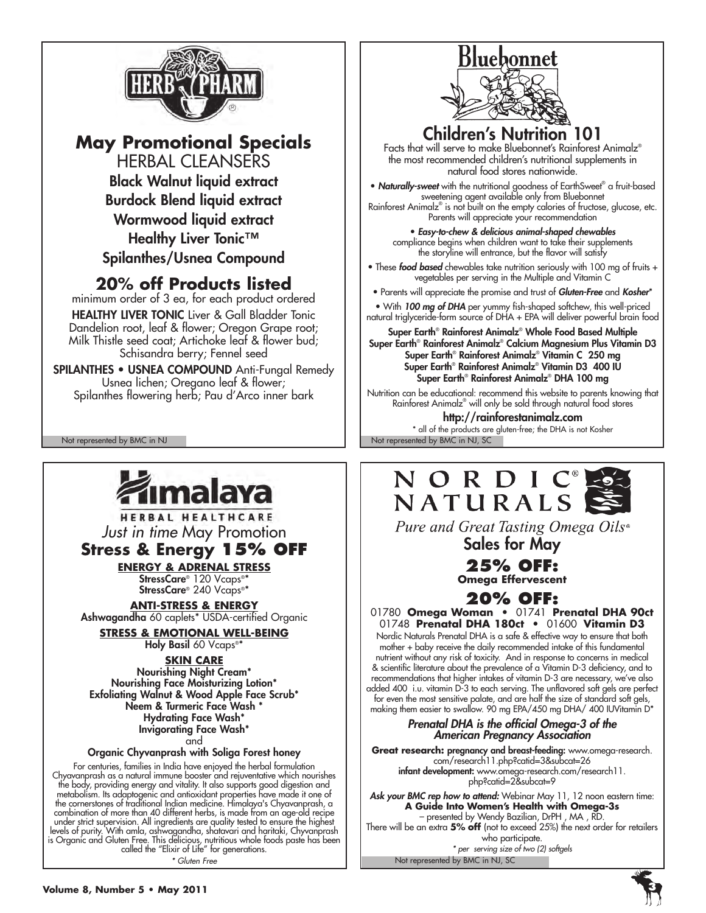# HERB PHARM

## May Promotional Specials

### HERBAL CLEANSERS

**Black Walnut liquid extract**
**Burdock Blend liquid extract**
**Wormwood liquid extract**
**Healthy Liver Tonic™**
**Spilanthes/Usnea Compound**

## 20% off Products listed

minimum order of 3 ea, for each product ordered

**HEALTHY LIVER TONIC** Liver & Gall Bladder Tonic Dandelion root, leaf & flower; Oregon Grape root; Milk Thistle seed coat; Artichoke leaf & flower bud; Schisandra berry; Fennel seed

**SPILANTHES • USNEA COMPOUND** Anti-Fungal Remedy Usnea lichen; Oregano leaf & flower; Spilanthes flowering herb; Pau d'Arco inner bark

Not represented by BMC in NJ

# Bluebonnet

## Children's Nutrition 101

Facts that will serve to make Bluebonnet's Rainforest Animalz® the most recommended children's nutritional supplements in natural food stores nationwide.

- ***Naturally-sweet*** with the nutritional goodness of EarthSweet® a fruit-based sweetening agent available only from Bluebonnet Rainforest Animalz® is not built on the empty calories of fructose, glucose, etc. Parents will appreciate your recommendation
- ***Easy-to-chew & delicious animal-shaped chewables*** compliance begins when children want to take their supplements the storyline will entrance, but the flavor will satisfy
- These ***food based*** chewables take nutrition seriously with 100 mg of fruits + vegetables per serving in the Multiple and Vitamin C
- Parents will appreciate the promise and trust of ***Gluten-Free*** and ***Kosher****
- With ***100 mg of DHA*** per yummy fish-shaped softchew, this well-priced natural triglyceride-form source of DHA + EPA will deliver powerful brain food

**Super Earth® Rainforest Animalz® Whole Food Based Multiple**
**Super Earth® Rainforest Animalz® Calcium Magnesium Plus Vitamin D3**
**Super Earth® Rainforest Animalz® Vitamin C 250 mg**
**Super Earth® Rainforest Animalz® Vitamin D3 400 IU**
**Super Earth® Rainforest Animalz® DHA 100 mg**

Nutrition can be educational: recommend this website to parents knowing that Rainforest Animalz® will only be sold through natural food stores

**http://rainforestanimalz.com**

* all of the products are gluten-free; the DHA is not Kosher

Not represented by BMC in NJ, SC

# Himalaya

HERBAL HEALTHCARE

*Just in time* May Promotion

## Stress & Energy 15% OFF

**ENERGY & ADRENAL STRESS**

**StressCare**® 120 Vcaps®*
**StressCare**® 240 Vcaps®*

**ANTI-STRESS & ENERGY**

**Ashwagandha** 60 caplets* USDA-certified Organic

**STRESS & EMOTIONAL WELL-BEING**

**Holy Basil** 60 Vcaps®*

**SKIN CARE**

**Nourishing Night Cream***
**Nourishing Face Moisturizing Lotion***
**Exfoliating Walnut & Wood Apple Face Scrub***
**Neem & Turmeric Face Wash ***
**Hydrating Face Wash***
**Invigorating Face Wash***
and
**Organic Chyvanprash with Soliga Forest honey**

For centuries, families in India have enjoyed the herbal formulation Chyavanprash as a natural immune booster and rejuventative which nourishes the body, providing energy and vitality. It also supports good digestion and metabolism. Its adaptogenic and antioxidant properties have made it one of the cornerstones of traditional Indian medicine. Himalaya's Chyavanprash, a combination of more than 40 different herbs, is made from an age-old recipe under strict supervision. All ingredients are quality tested to ensure the highest levels of purity. With amla, ashwagandha, shatavari and haritaki, Chyavanprash is Organic and Gluten Free. This delicious, nutritious whole foods paste has been called the "Elixir of Life" for generations.

*\* Gluten Free*

# NORDIC® NATURALS

*Pure and Great Tasting Omega Oils®*

## Sales for May

### 25% OFF:

**Omega Effervescent**

### 20% OFF:

01780 **Omega Woman** • 01741 **Prenatal DHA 90ct**
01748 **Prenatal DHA 180ct** • 01600 **Vitamin D3**

Nordic Naturals Prenatal DHA is a safe & effective way to ensure that both mother + baby receive the daily recommended intake of this fundamental nutrient without any risk of toxicity. And in response to concerns in medical & scientific literature about the prevalence of a Vitamin D-3 deficiency, and to recommendations that higher intakes of vitamin D-3 are necessary, we've also added 400 i.u. vitamin D-3 to each serving. The unflavored soft gels are perfect for even the most sensitive palate, and are half the size of standard soft gels, making them easier to swallow. 90 mg EPA/450 mg DHA/ 400 IUVitamin D*

***Prenatal DHA is the official Omega-3 of the American Pregnancy Association***

**Great research: pregnancy and breast-feeding:** www.omega-research.com/research11.php?catid=3&subcat=26
**infant development:** www.omega-research.com/research11.php?catid=2&subcat=9

***Ask your BMC rep how to attend:*** Webinar May 11, 12 noon eastern time:
**A Guide Into Women's Health with Omega-3s**
– presented by Wendy Bazilian, DrPH , MA , RD.
There will be an extra **5% off** (not to exceed 25%) the next order for retailers who participate.

*\* per serving size of two (2) softgels*

Not represented by BMC in NJ, SC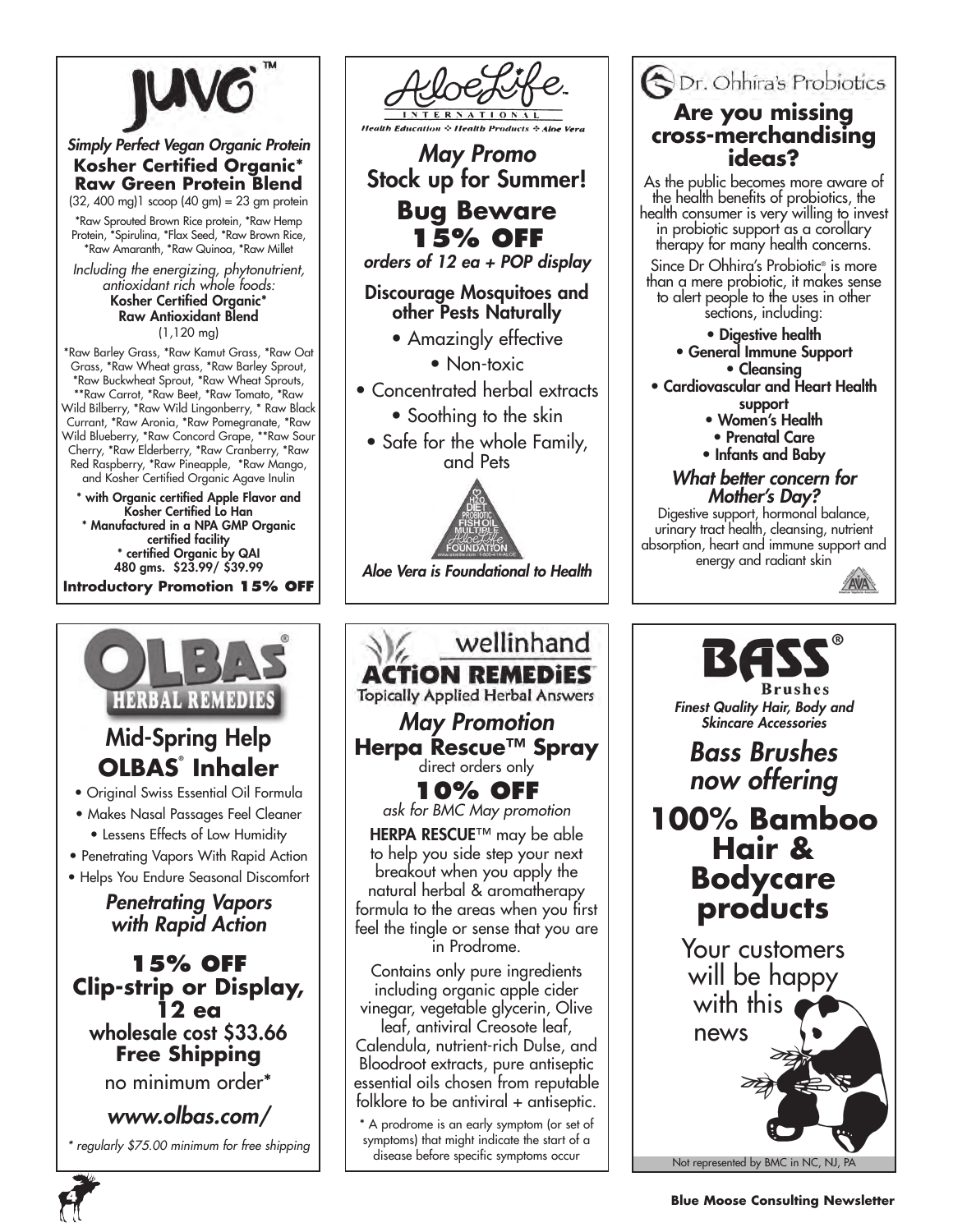## JUVO™

***Simply Perfect Vegan Organic Protein***

**Kosher Certified Organic***
**Raw Green Protein Blend**

(32, 400 mg)1 scoop (40 gm) = 23 gm protein

*Raw Sprouted Brown Rice protein, *Raw Hemp Protein, *Spirulina, *Flax Seed, *Raw Brown Rice, *Raw Amaranth, *Raw Quinoa, *Raw Millet

*Including the energizing, phytonutrient, antioxidant rich whole foods:*

**Kosher Certified Organic***
**Raw Antioxidant Blend**

(1,120 mg)

*Raw Barley Grass, *Raw Kamut Grass, *Raw Oat Grass, *Raw Wheat grass, *Raw Barley Sprout, *Raw Buckwheat Sprout, *Raw Wheat Sprouts, **Raw Carrot, *Raw Beet, *Raw Tomato, *Raw Wild Bilberry, *Raw Wild Lingonberry, * Raw Black Currant, *Raw Aronia, *Raw Pomegranate, *Raw Wild Blueberry, *Raw Concord Grape, **Raw Sour Cherry, *Raw Elderberry, *Raw Cranberry, *Raw Red Raspberry, *Raw Pineapple, *Raw Mango, and Kosher Certified Organic Agave Inulin

**\* with Organic certified Apple Flavor and Kosher Certified Lo Han**
**\* Manufactured in a NPA GMP Organic certified facility**
**\* certified Organic by QAI**
**480 gms. $23.99/ $39.99**

**Introductory Promotion 15% OFF**

---

## AloeLife International

*Health Education ❖ Health Products ❖ Aloe Vera*

***May Promo***

**Stock up for Summer!**

### Bug Beware 15% OFF

***orders of 12 ea + POP display***

**Discourage Mosquitoes and other Pests Naturally**

- Amazingly effective
- Non-toxic
- Concentrated herbal extracts
- Soothing to the skin
- Safe for the whole Family, and Pets

***Aloe Vera is Foundational to Health***

---

## Dr. Ohhira's Probiotics

### Are you missing cross-merchandising ideas?

As the public becomes more aware of the health benefits of probiotics, the health consumer is very willing to invest in probiotic support as a corollary therapy for many health concerns.

Since Dr Ohhira's Probiotic® is more than a mere probiotic, it makes sense to alert people to the uses in other sections, including:

- **Digestive health**
- **General Immune Support**
- **Cleansing**
- **Cardiovascular and Heart Health support**
- **Women's Health**
- **Prenatal Care**
- **Infants and Baby**

***What better concern for Mother's Day?***

Digestive support, hormonal balance, urinary tract health, cleansing, nutrient absorption, heart and immune support and energy and radiant skin

---

## OLBAS® Herbal Remedies

### Mid-Spring Help OLBAS® Inhaler

- Original Swiss Essential Oil Formula
- Makes Nasal Passages Feel Cleaner
- Lessens Effects of Low Humidity
- Penetrating Vapors With Rapid Action
- Helps You Endure Seasonal Discomfort

***Penetrating Vapors with Rapid Action***

**15% OFF**
**Clip-strip or Display, 12 ea**

wholesale cost $33.66

**Free Shipping**

no minimum order*

***www.olbas.com/***

*\* regularly $75.00 minimum for free shipping*

---

## wellinhand ACTiON REMEDiES™

**Topically Applied Herbal Answers**

***May Promotion***

### Herpa Rescue™ Spray

direct orders only

**10% OFF**

*ask for BMC May promotion*

**HERPA RESCUE**™ may be able to help you side step your next breakout when you apply the natural herbal & aromatherapy formula to the areas when you first feel the tingle or sense that you are in Prodrome.

Contains only pure ingredients including organic apple cider vinegar, vegetable glycerin, Olive leaf, antiviral Creosote leaf, Calendula, nutrient-rich Dulse, and Bloodroot extracts, pure antiseptic essential oils chosen from reputable folklore to be antiviral + antiseptic.

\* A prodrome is an early symptom (or set of symptoms) that might indicate the start of a disease before specific symptoms occur

---

## BASS® Brushes

***Finest Quality Hair, Body and Skincare Accessories***

***Bass Brushes now offering***

### 100% Bamboo Hair & Bodycare products

Your customers will be happy with this news

Not represented by BMC in NC, NJ, PA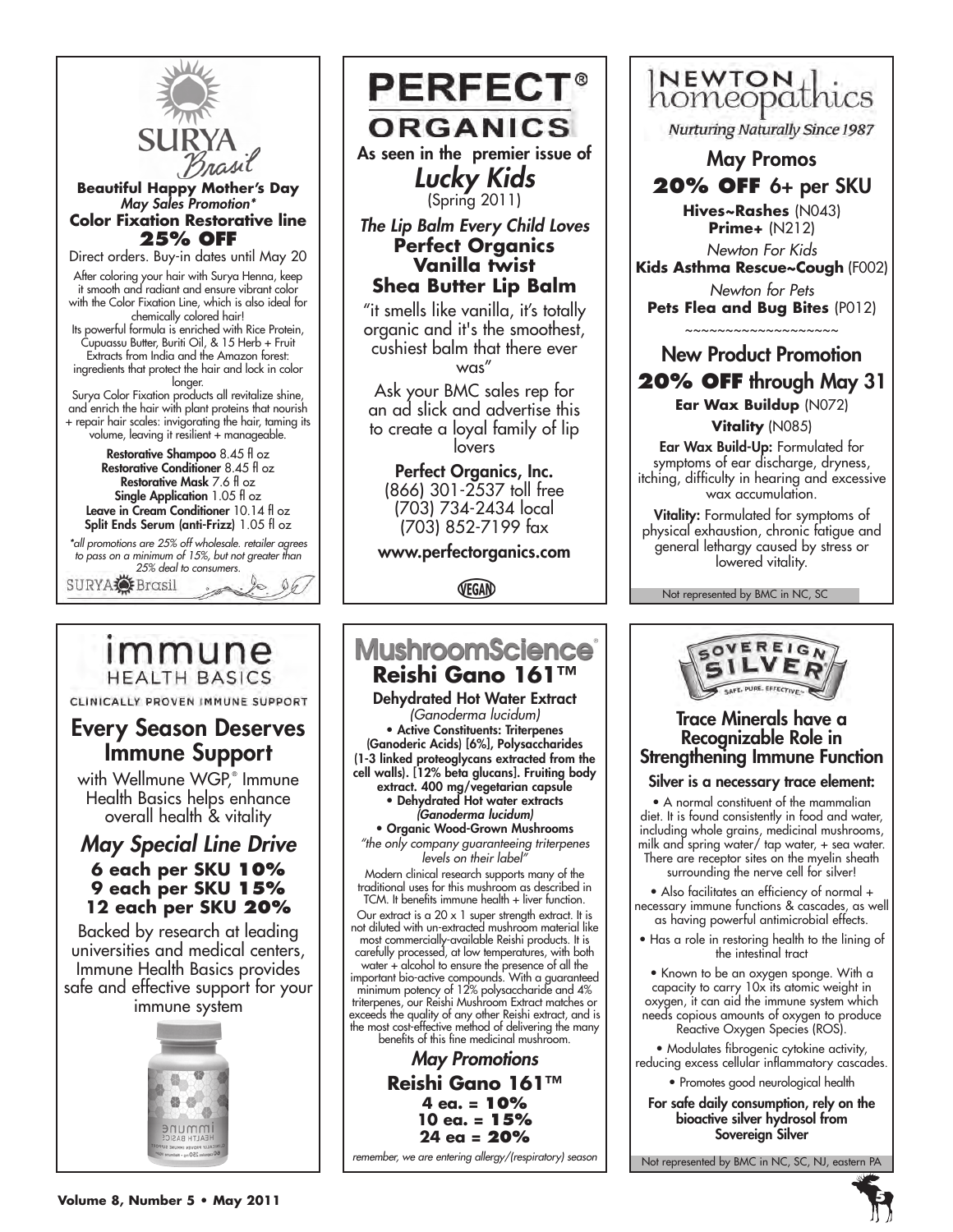## SURYA Brasil

**Beautiful Happy Mother's Day**
*May Sales Promotion**

**Color Fixation Restorative line**
**25% OFF**

Direct orders. Buy-in dates until May 20

After coloring your hair with Surya Henna, keep it smooth and radiant and ensure vibrant color with the Color Fixation Line, which is also ideal for chemically colored hair!

Its powerful formula is enriched with Rice Protein, Cupuassu Butter, Buriti Oil, & 15 Herb + Fruit Extracts from India and the Amazon forest: ingredients that protect the hair and lock in color longer.

Surya Color Fixation products all revitalize shine, and enrich the hair with plant proteins that nourish + repair hair scales: invigorating the hair, taming its volume, leaving it resilient + manageable.

**Restorative Shampoo** 8.45 fl oz
**Restorative Conditioner** 8.45 fl oz
**Restorative Mask** 7.6 fl oz
**Single Application** 1.05 fl oz
**Leave in Cream Conditioner** 10.14 fl oz
**Split Ends Serum (anti-Frizz)** 1.05 fl oz

*\*all promotions are 25% off wholesale. retailer agrees to pass on a minimum of 15%, but not greater than 25% deal to consumers.*

SURYA Brasil

## PERFECT® ORGANICS

As seen in the premier issue of
*Lucky Kids*
(Spring 2011)

*The Lip Balm Every Child Loves*
**Perfect Organics Vanilla twist Shea Butter Lip Balm**

"it smells like vanilla, it's totally organic and it's the smoothest, cushiest balm that there ever was"

Ask your BMC sales rep for an ad slick and advertise this to create a loyal family of lip lovers

**Perfect Organics, Inc.**
(866) 301-2537 toll free
(703) 734-2434 local
(703) 852-7199 fax

**www.perfectorganics.com**

VEGAN

## Newton homeopathics

*Nurturing Naturally Since 1987*

### May Promos
**20% OFF** 6+ per SKU

**Hives~Rashes** (N043)
**Prime+** (N212)

*Newton For Kids*
**Kids Asthma Rescue~Cough** (F002)

*Newton for Pets*
**Pets Flea and Bug Bites** (P012)

~~~~~~~~~~~~~~~~~~

### New Product Promotion
**20% OFF** through May 31

**Ear Wax Buildup** (N072)
**Vitality** (N085)

**Ear Wax Build-Up:** Formulated for symptoms of ear discharge, dryness, itching, difficulty in hearing and excessive wax accumulation.

**Vitality:** Formulated for symptoms of physical exhaustion, chronic fatigue and general lethargy caused by stress or lowered vitality.

Not represented by BMC in NC, SC

## immune HEALTH BASICS

CLINICALLY PROVEN IMMUNE SUPPORT

### Every Season Deserves Immune Support

with Wellmune WGP,® Immune Health Basics helps enhance overall health & vitality

### *May Special Line Drive*

**6 each per SKU 10%**
**9 each per SKU 15%**
**12 each per SKU 20%**

Backed by research at leading universities and medical centers, Immune Health Basics provides safe and effective support for your immune system

## MushroomScience®

### Reishi Gano 161™

**Dehydrated Hot Water Extract**
*(Ganoderma lucidum)*

- **Active Constituents: Triterpenes (Ganoderic Acids) [6%], Polysaccharides (1-3 linked proteoglycans extracted from the cell walls). [12% beta glucans]. Fruiting body extract. 400 mg/vegetarian capsule**
- **Dehydrated Hot water extracts *(Ganoderma lucidum)***
- **Organic Wood-Grown Mushrooms**

*"the only company guaranteeing triterpenes levels on their label"*

Modern clinical research supports many of the traditional uses for this mushroom as described in TCM. It benefits immune health + liver function.

Our extract is a 20 x 1 super strength extract. It is not diluted with un-extracted mushroom material like most commercially-available Reishi products. It is carefully processed, at low temperatures, with both water + alcohol to ensure the presence of all the important bio-active compounds. With a guaranteed minimum potency of 12% polysaccharide and 4% triterpenes, our Reishi Mushroom Extract matches or exceeds the quality of any other Reishi extract, and is the most cost-effective method of delivering the many benefits of this fine medicinal mushroom.

### *May Promotions*

**Reishi Gano 161™**
**4 ea. = 10%**
**10 ea. = 15%**
**24 ea = 20%**

*remember, we are entering allergy/(respiratory) season*

## SOVEREIGN SILVER

SAFE. PURE. EFFECTIVE.

### Trace Minerals have a Recognizable Role in Strengthening Immune Function

**Silver is a necessary trace element:**

- A normal constituent of the mammalian diet. It is found consistently in food and water, including whole grains, medicinal mushrooms, milk and spring water/ tap water, + sea water. There are receptor sites on the myelin sheath surrounding the nerve cell for silver!
- Also facilitates an efficiency of normal + necessary immune functions & cascades, as well as having powerful antimicrobial effects.
- Has a role in restoring health to the lining of the intestinal tract
- Known to be an oxygen sponge. With a capacity to carry 10x its atomic weight in oxygen, it can aid the immune system which needs copious amounts of oxygen to produce Reactive Oxygen Species (ROS).
- Modulates fibrogenic cytokine activity, reducing excess cellular inflammatory cascades.
- Promotes good neurological health

**For safe daily consumption, rely on the bioactive silver hydrosol from Sovereign Silver**

Not represented by BMC in NC, SC, NJ, eastern PA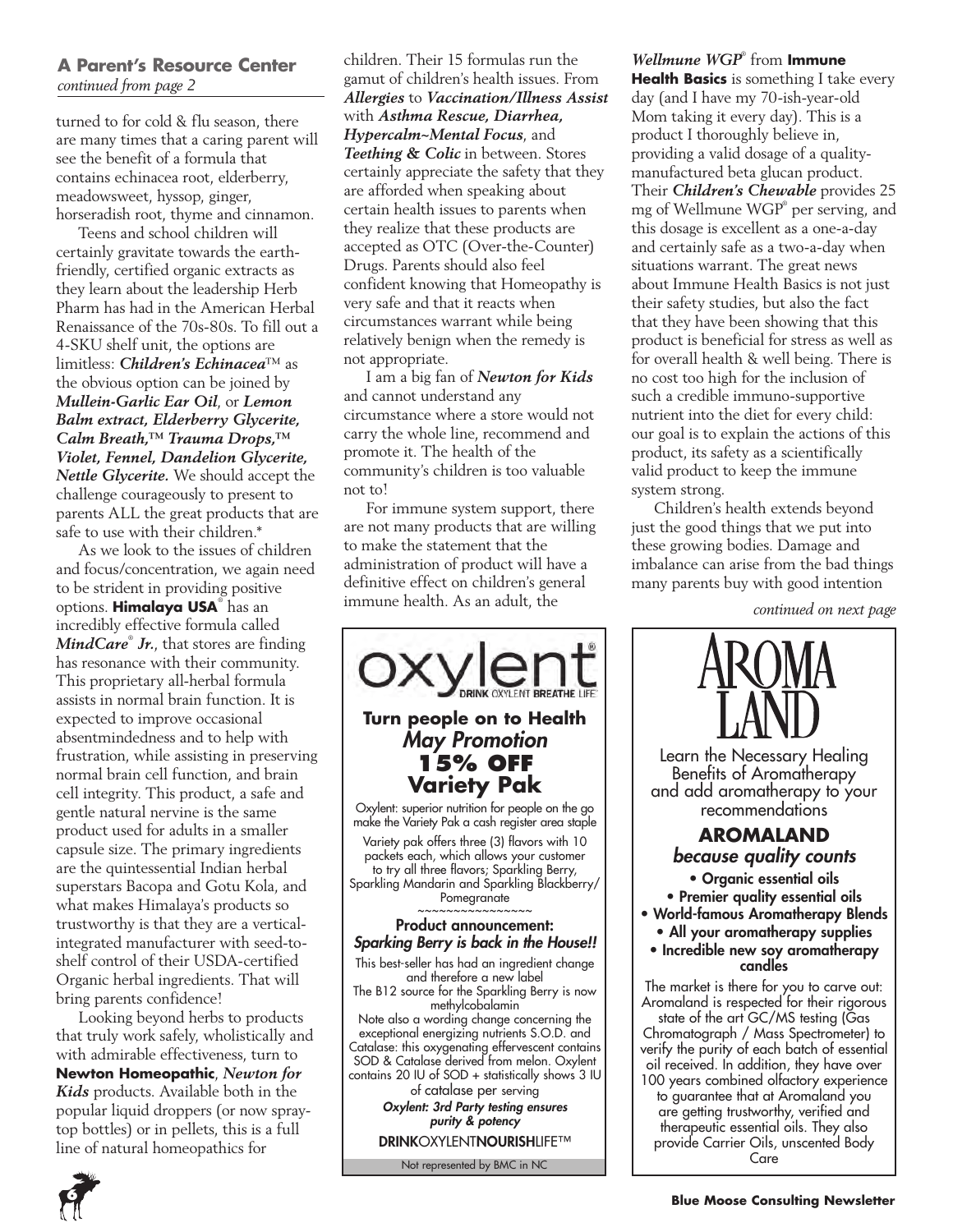### A Parent's Resource Center
*continued from page 2*

turned to for cold & flu season, there are many times that a caring parent will see the benefit of a formula that contains echinacea root, elderberry, meadowsweet, hyssop, ginger, horseradish root, thyme and cinnamon.

Teens and school children will certainly gravitate towards the earth-friendly, certified organic extracts as they learn about the leadership Herb Pharm has had in the American Herbal Renaissance of the 70s-80s. To fill out a 4-SKU shelf unit, the options are limitless: ***Children's Echinacea***™ as the obvious option can be joined by ***Mullein-Garlic Ear Oil***, or ***Lemon Balm extract, Elderberry Glycerite, Calm Breath,™ Trauma Drops,™ Violet, Fennel, Dandelion Glycerite, Nettle Glycerite.*** We should accept the challenge courageously to present to parents ALL the great products that are safe to use with their children.*

As we look to the issues of children and focus/concentration, we again need to be strident in providing positive options. **Himalaya USA**® has an incredibly effective formula called ***MindCare® Jr.***, that stores are finding has resonance with their community. This proprietary all-herbal formula assists in normal brain function. It is expected to improve occasional absentmindedness and to help with frustration, while assisting in preserving normal brain cell function, and brain cell integrity. This product, a safe and gentle natural nervine is the same product used for adults in a smaller capsule size. The primary ingredients are the quintessential Indian herbal superstars Bacopa and Gotu Kola, and what makes Himalaya's products so trustworthy is that they are a vertical-integrated manufacturer with seed-to-shelf control of their USDA-certified Organic herbal ingredients. That will bring parents confidence!

Looking beyond herbs to products that truly work safely, wholistically and with admirable effectiveness, turn to **Newton Homeopathic**, ***Newton for Kids*** products. Available both in the popular liquid droppers (or now spray-top bottles) or in pellets, this is a full line of natural homeopathics for children. Their 15 formulas run the gamut of children's health issues. From ***Allergies*** to ***Vaccination/Illness Assist*** with ***Asthma Rescue, Diarrhea, Hypercalm~Mental Focus***, and ***Teething & Colic*** in between. Stores certainly appreciate the safety that they are afforded when speaking about certain health issues to parents when they realize that these products are accepted as OTC (Over-the-Counter) Drugs. Parents should also feel confident knowing that Homeopathy is very safe and that it reacts when circumstances warrant while being relatively benign when the remedy is not appropriate.

I am a big fan of ***Newton for Kids*** and cannot understand any circumstance where a store would not carry the whole line, recommend and promote it. The health of the community's children is too valuable not to!

For immune system support, there are not many products that are willing to make the statement that the administration of product will have a definitive effect on children's general immune health. As an adult, the ***Wellmune WGP***® from **Immune Health Basics** is something I take every day (and I have my 70-ish-year-old Mom taking it every day). This is a product I thoroughly believe in, providing a valid dosage of a quality-manufactured beta glucan product. Their ***Children's Chewable*** provides 25 mg of Wellmune WGP® per serving, and this dosage is excellent as a one-a-day and certainly safe as a two-a-day when situations warrant. The great news about Immune Health Basics is not just their safety studies, but also the fact that they have been showing that this product is beneficial for stress as well as for overall health & well being. There is no cost too high for the inclusion of such a credible immuno-supportive nutrient into the diet for every child: our goal is to explain the actions of this product, its safety as a scientifically valid product to keep the immune system strong.

Children's health extends beyond just the good things that we put into these growing bodies. Damage and imbalance can arise from the bad things many parents buy with good intention

*continued on next page*

---

**oxylent**®
DRINK OXYLENT BREATHE LIFE™

**Turn people on to Health**
***May Promotion***
**15% OFF**
**Variety Pak**

Oxylent: superior nutrition for people on the go make the Variety Pak a cash register area staple

Variety pak offers three (3) flavors with 10 packets each, which allows your customer to try all three flavors; Sparkling Berry, Sparkling Mandarin and Sparkling Blackberry/Pomegranate

~~~~~~~~~~~~~~~~

**Product announcement:**
***Sparking Berry is back in the House!!***

This best-seller has had an ingredient change and therefore a new label
The B12 source for the Sparkling Berry is now methylcobalamin
Note also a wording change concerning the exceptional energizing nutrients S.O.D. and Catalase: this oxygenating effervescent contains SOD & Catalase derived from melon. Oxylent contains 20 IU of SOD + statistically shows 3 IU of catalase per serving

***Oxylent: 3rd Party testing ensures purity & potency***

**DRINK**OXYLENT**NOURISH**LIFE™

Not represented by BMC in NC

---

**AROMA LAND**

Learn the Necessary Healing Benefits of Aromatherapy and add aromatherapy to your recommendations

**AROMALAND**
***because quality counts***

- **Organic essential oils**
- **Premier quality essential oils**
- **World-famous Aromatherapy Blends**
- **All your aromatherapy supplies**
- **Incredible new soy aromatherapy candles**

The market is there for you to carve out: Aromaland is respected for their rigorous state of the art GC/MS testing (Gas Chromatograph / Mass Spectrometer) to verify the purity of each batch of essential oil received. In addition, they have over 100 years combined olfactory experience to guarantee that at Aromaland you are getting trustworthy, verified and therapeutic essential oils. They also provide Carrier Oils, unscented Body Care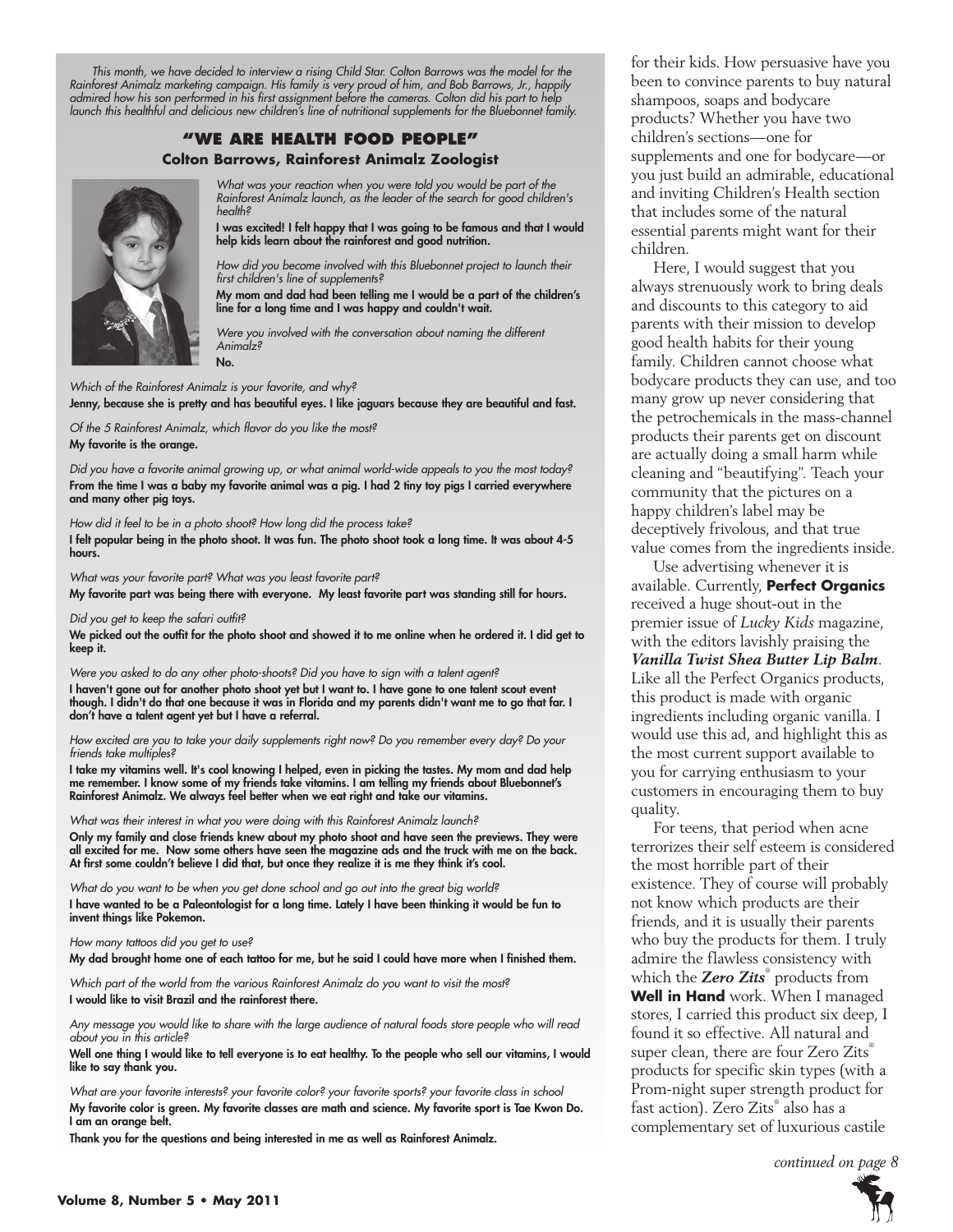*This month, we have decided to interview a rising Child Star. Colton Barrows was the model for the Rainforest Animalz marketing campaign. His family is very proud of him, and Bob Barrows, Jr., happily admired how his son performed in his first assignment before the cameras. Colton did his part to help launch this healthful and delicious new children's line of nutritional supplements for the Bluebonnet family.*

## "WE ARE HEALTH FOOD PEOPLE"

### Colton Barrows, Rainforest Animalz Zoologist

*What was your reaction when you were told you would be part of the Rainforest Animalz launch, as the leader of the search for good children's health?*

**I was excited! I felt happy that I was going to be famous and that I would help kids learn about the rainforest and good nutrition.**

*How did you become involved with this Bluebonnet project to launch their first children's line of supplements?*

**My mom and dad had been telling me I would be a part of the children's line for a long time and I was happy and couldn't wait.**

*Were you involved with the conversation about naming the different Animalz?*

**No.**

*Which of the Rainforest Animalz is your favorite, and why?*

**Jenny, because she is pretty and has beautiful eyes. I like jaguars because they are beautiful and fast.**

*Of the 5 Rainforest Animalz, which flavor do you like the most?*

**My favorite is the orange.**

*Did you have a favorite animal growing up, or what animal world-wide appeals to you the most today?*

**From the time I was a baby my favorite animal was a pig. I had 2 tiny toy pigs I carried everywhere and many other pig toys.**

*How did it feel to be in a photo shoot? How long did the process take?*

**I felt popular being in the photo shoot. It was fun. The photo shoot took a long time. It was about 4-5 hours.**

*What was your favorite part? What was you least favorite part?*

**My favorite part was being there with everyone. My least favorite part was standing still for hours.**

*Did you get to keep the safari outfit?*

**We picked out the outfit for the photo shoot and showed it to me online when he ordered it. I did get to keep it.**

*Were you asked to do any other photo-shoots? Did you have to sign with a talent agent?*

**I haven't gone out for another photo shoot yet but I want to. I have gone to one talent scout event though. I didn't do that one because it was in Florida and my parents didn't want me to go that far. I don't have a talent agent yet but I have a referral.**

*How excited are you to take your daily supplements right now? Do you remember every day? Do your friends take multiples?*

**I take my vitamins well. It's cool knowing I helped, even in picking the tastes. My mom and dad help me remember. I know some of my friends take vitamins. I am telling my friends about Bluebonnet's Rainforest Animalz. We always feel better when we eat right and take our vitamins.**

*What was their interest in what you were doing with this Rainforest Animalz launch?*

**Only my family and close friends knew about my photo shoot and have seen the previews. They were all excited for me. Now some others have seen the magazine ads and the truck with me on the back. At first some couldn't believe I did that, but once they realize it is me they think it's cool.**

*What do you want to be when you get done school and go out into the great big world?*

**I have wanted to be a Paleontologist for a long time. Lately I have been thinking it would be fun to invent things like Pokemon.**

*How many tattoos did you get to use?*

**My dad brought home one of each tattoo for me, but he said I could have more when I finished them.**

*Which part of the world from the various Rainforest Animalz do you want to visit the most?*

**I would like to visit Brazil and the rainforest there.**

*Any message you would like to share with the large audience of natural foods store people who will read about you in this article?*

**Well one thing I would like to tell everyone is to eat healthy. To the people who sell our vitamins, I would like to say thank you.**

*What are your favorite interests? your favorite color? your favorite sports? your favorite class in school*

**My favorite color is green. My favorite classes are math and science. My favorite sport is Tae Kwon Do. I am an orange belt.**

**Thank you for the questions and being interested in me as well as Rainforest Animalz.**

for their kids. How persuasive have you been to convince parents to buy natural shampoos, soaps and bodycare products? Whether you have two children's sections—one for supplements and one for bodycare—or you just build an admirable, educational and inviting Children's Health section that includes some of the natural essential parents might want for their children.

Here, I would suggest that you always strenuously work to bring deals and discounts to this category to aid parents with their mission to develop good health habits for their young family. Children cannot choose what bodycare products they can use, and too many grow up never considering that the petrochemicals in the mass-channel products their parents get on discount are actually doing a small harm while cleaning and "beautifying". Teach your community that the pictures on a happy children's label may be deceptively frivolous, and that true value comes from the ingredients inside.

Use advertising whenever it is available. Currently, **Perfect Organics** received a huge shout-out in the premier issue of *Lucky Kids* magazine, with the editors lavishly praising the ***Vanilla Twist Shea Butter Lip Balm***. Like all the Perfect Organics products, this product is made with organic ingredients including organic vanilla. I would use this ad, and highlight this as the most current support available to you for carrying enthusiasm to your customers in encouraging them to buy quality.

For teens, that period when acne terrorizes their self esteem is considered the most horrible part of their existence. They of course will probably not know which products are their friends, and it is usually their parents who buy the products for them. I truly admire the flawless consistency with which the ***Zero Zits***® products from **Well in Hand** work. When I managed stores, I carried this product six deep, I found it so effective. All natural and super clean, there are four Zero Zits® products for specific skin types (with a Prom-night super strength product for fast action). Zero Zits® also has a complementary set of luxurious castile

*continued on page 8*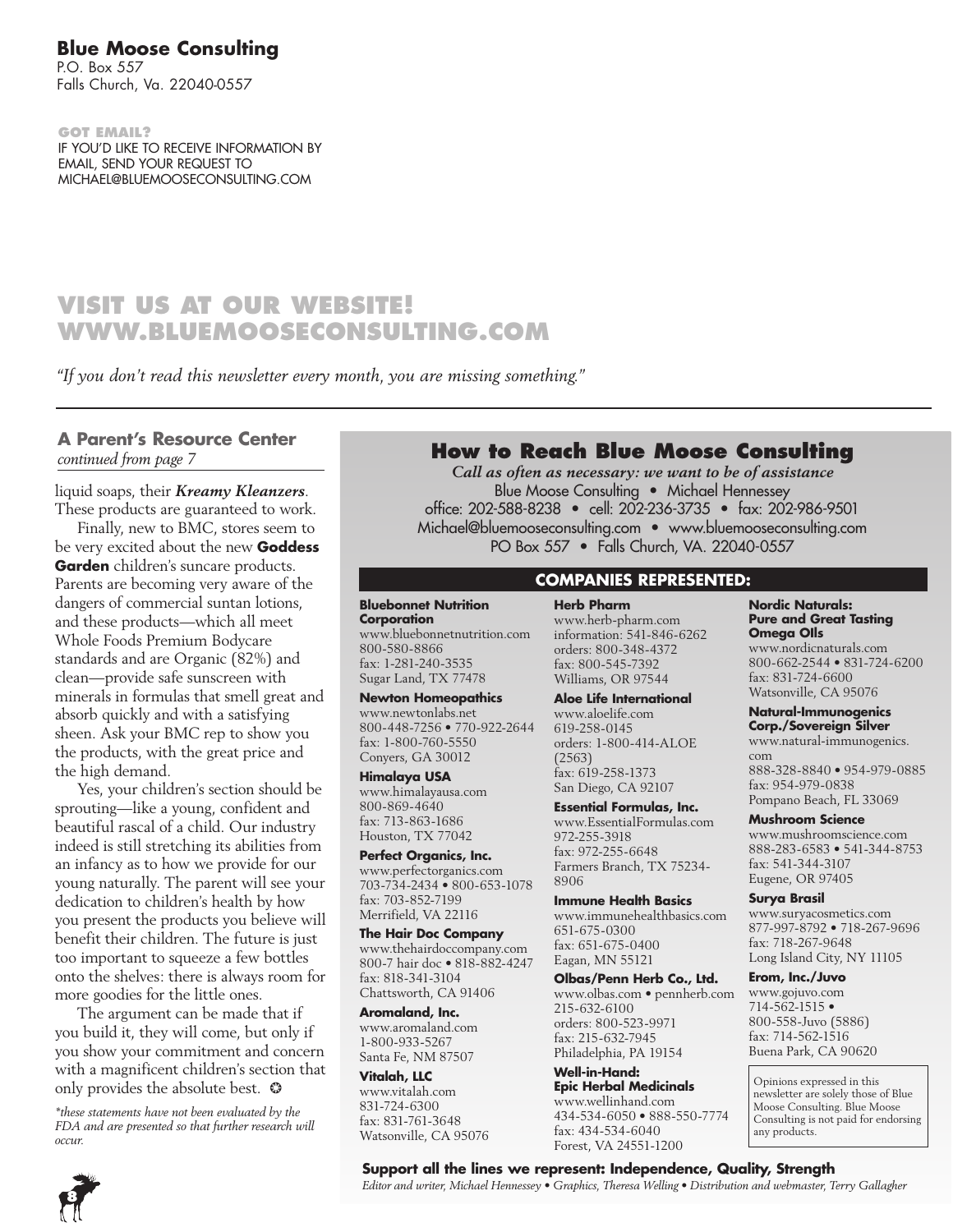**Blue Moose Consulting**
P.O. Box 557
Falls Church, Va. 22040-0557

**GOT EMAIL?**
IF YOU'D LIKE TO RECEIVE INFORMATION BY EMAIL, SEND YOUR REQUEST TO MICHAEL@BLUEMOOSECONSULTING.COM

## VISIT US AT OUR WEBSITE! WWW.BLUEMOOSECONSULTING.COM

*"If you don't read this newsletter every month, you are missing something."*

### A Parent's Resource Center
*continued from page 7*

liquid soaps, their ***Kreamy Kleanzers***. These products are guaranteed to work.

Finally, new to BMC, stores seem to be very excited about the new **Goddess Garden** children's suncare products. Parents are becoming very aware of the dangers of commercial suntan lotions, and these products—which all meet Whole Foods Premium Bodycare standards and are Organic (82%) and clean—provide safe sunscreen with minerals in formulas that smell great and absorb quickly and with a satisfying sheen. Ask your BMC rep to show you the products, with the great price and the high demand.

Yes, your children's section should be sprouting—like a young, confident and beautiful rascal of a child. Our industry indeed is still stretching its abilities from an infancy as to how we provide for our young naturally. The parent will see your dedication to children's health by how you present the products you believe will benefit their children. The future is just too important to squeeze a few bottles onto the shelves: there is always room for more goodies for the little ones.

The argument can be made that if you build it, they will come, but only if you show your commitment and concern with a magnificent children's section that only provides the absolute best. ✪

*\*these statements have not been evaluated by the FDA and are presented so that further research will occur.*

## How to Reach Blue Moose Consulting

***Call as often as necessary: we want to be of assistance***
Blue Moose Consulting • Michael Hennessey
office: 202-588-8238 • cell: 202-236-3735 • fax: 202-986-9501
Michael@bluemooseconsulting.com • www.bluemooseconsulting.com
PO Box 557 • Falls Church, VA. 22040-0557

### COMPANIES REPRESENTED:

**Bluebonnet Nutrition Corporation**
www.bluebonnetnutrition.com
800-580-8866
fax: 1-281-240-3535
Sugar Land, TX 77478

**Newton Homeopathics**
www.newtonlabs.net
800-448-7256 • 770-922-2644
fax: 1-800-760-5550
Conyers, GA 30012

**Himalaya USA**
www.himalayausa.com
800-869-4640
fax: 713-863-1686
Houston, TX 77042

**Perfect Organics, Inc.**
www.perfectorganics.com
703-734-2434 • 800-653-1078
fax: 703-852-7199
Merrifield, VA 22116

**The Hair Doc Company**
www.thehairdoccompany.com
800-7 hair doc • 818-882-4247
fax: 818-341-3104
Chattsworth, CA 91406

**Aromaland, Inc.**
www.aromaland.com
1-800-933-5267
Santa Fe, NM 87507

**Vitalah, LLC**
www.vitalah.com
831-724-6300
fax: 831-761-3648
Watsonville, CA 95076

**Herb Pharm**
www.herb-pharm.com
information: 541-846-6262
orders: 800-348-4372
fax: 800-545-7392
Williams, OR 97544

**Aloe Life International**
www.aloelife.com
619-258-0145
orders: 1-800-414-ALOE (2563)
fax: 619-258-1373
San Diego, CA 92107

**Essential Formulas, Inc.**
www.EssentialFormulas.com
972-255-3918
fax: 972-255-6648
Farmers Branch, TX 75234-8906

**Immune Health Basics**
www.immunehealthbasics.com
651-675-0300
fax: 651-675-0400
Eagan, MN 55121

**Olbas/Penn Herb Co., Ltd.**
www.olbas.com • pennherb.com
215-632-6100
orders: 800-523-9971
fax: 215-632-7945
Philadelphia, PA 19154

**Well-in-Hand: Epic Herbal Medicinals**
www.wellinhand.com
434-534-6050 • 888-550-7774
fax: 434-534-6040
Forest, VA 24551-1200

**Nordic Naturals: Pure and Great Tasting Omega Oils**
www.nordicnaturals.com
800-662-2544 • 831-724-6200
fax: 831-724-6600
Watsonville, CA 95076

**Natural-Immunogenics Corp./Sovereign Silver**
www.natural-immunogenics.com
888-328-8840 • 954-979-0885
fax: 954-979-0838
Pompano Beach, FL 33069

**Mushroom Science**
www.mushroomscience.com
888-283-6583 • 541-344-8753
fax: 541-344-3107
Eugene, OR 97405

**Surya Brasil**
www.suryacosmetics.com
877-997-8792 • 718-267-9696
fax: 718-267-9648
Long Island City, NY 11105

**Erom, Inc./Juvo**
www.gojuvo.com
714-562-1515 •
800-558-Juvo (5886)
fax: 714-562-1516
Buena Park, CA 90620

Opinions expressed in this newsletter are solely those of Blue Moose Consulting. Blue Moose Consulting is not paid for endorsing any products.

**Support all the lines we represent: Independence, Quality, Strength**
*Editor and writer, Michael Hennessey • Graphics, Theresa Welling • Distribution and webmaster, Terry Gallagher*